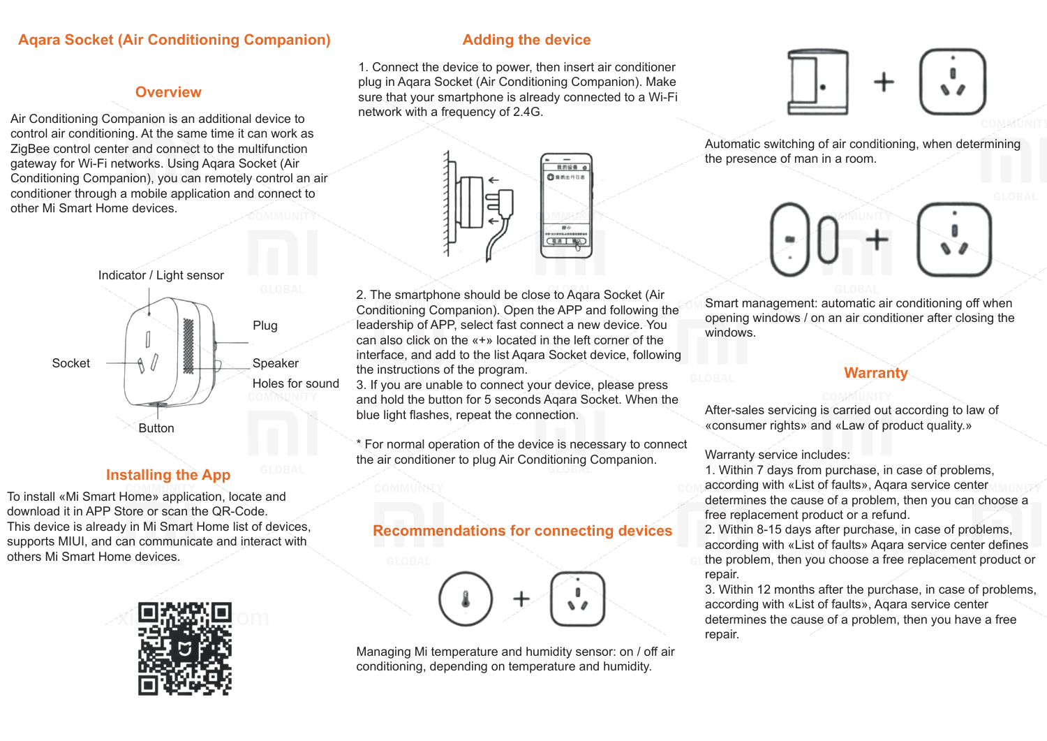# Aqara Socket (Air Conditioning Companion)

## Overview

Air Conditioning Companion is an additional device to control air conditioning. At the same time it can work as ZigBee control center and connect to the multifunction gateway for Wi-Fi networks. Using Aqara Socket (Air Conditioning Companion), you can remotely control an air conditioner through a mobile application and connect to other Mi Smart Home devices.

Indicator / Light sensor

Plug

Socket

Speaker

Holes for sound

Button

## Installing the App

To install «Mi Smart Home» application, locate and download it in APP Store or scan the QR-Code.
This device is already in Mi Smart Home list of devices, supports MIUI, and can communicate and interact with others Mi Smart Home devices.

## Adding the device

1. Connect the device to power, then insert air conditioner plug in Aqara Socket (Air Conditioning Companion). Make sure that your smartphone is already connected to a Wi-Fi network with a frequency of 2.4G.

2. The smartphone should be close to Aqara Socket (Air Conditioning Companion). Open the APP and following the leadership of APP, select fast connect a new device. You can also click on the «+» located in the left corner of the interface, and add to the list Aqara Socket device, following the instructions of the program.
3. If you are unable to connect your device, please press and hold the button for 5 seconds Aqara Socket. When the blue light flashes, repeat the connection.

* For normal operation of the device is necessary to connect the air conditioner to plug Air Conditioning Companion.

## Recommendations for connecting devices

Managing Mi temperature and humidity sensor: on / off air conditioning, depending on temperature and humidity.

Automatic switching of air conditioning, when determining the presence of man in a room.

Smart management: automatic air conditioning off when opening windows / on an air conditioner after closing the windows.

## Warranty

After-sales servicing is carried out according to law of «consumer rights» and «Law of product quality.»

Warranty service includes:
1. Within 7 days from purchase, in case of problems, according with «List of faults», Aqara service center determines the cause of a problem, then you can choose a free replacement product or a refund.
2. Within 8-15 days after purchase, in case of problems, according with «List of faults» Aqara service center defines the problem, then you choose a free replacement product or repair.
3. Within 12 months after the purchase, in case of problems, according with «List of faults», Aqara service center determines the cause of a problem, then you have a free repair.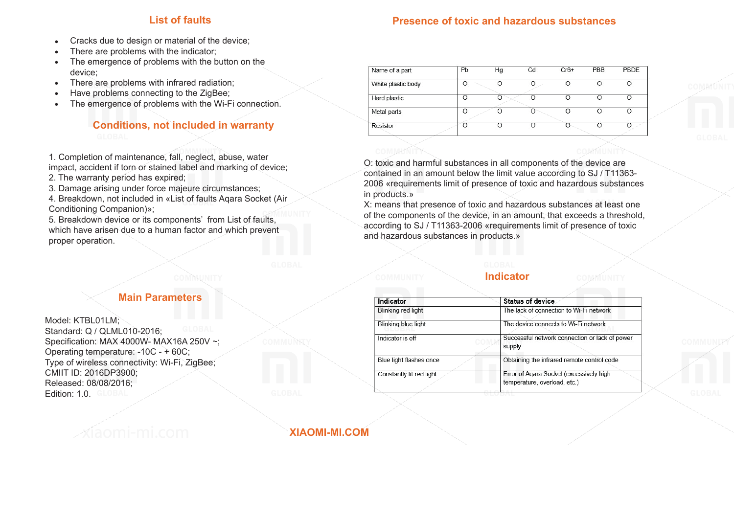## List of faults

- Cracks due to design or material of the device;
- There are problems with the indicator;
- The emergence of problems with the button on the device;
- There are problems with infrared radiation;
- Have problems connecting to the ZigBee;
- The emergence of problems with the Wi-Fi connection.

## Conditions, not included in warranty

1. Completion of maintenance, fall, neglect, abuse, water impact, accident if torn or stained label and marking of device;
2. The warranty period has expired;
3. Damage arising under force majeure circumstances;
4. Breakdown, not included in «List of faults Aqara Socket (Air Conditioning Companion)»;
5. Breakdown device or its components' from List of faults, which have arisen due to a human factor and which prevent proper operation.

## Main Parameters

Model: KTBL01LM;
Standard: Q / QLML010-2016;
Specification: MAX 4000W- MAX16A 250V ~;
Operating temperature: -10C - + 60C;
Type of wireless connectivity: Wi-Fi, ZigBee;
CMIIT ID: 2016DP3900;
Released: 08/08/2016;
Edition: 1.0.

## Presence of toxic and hazardous substances

| Name of a part | Pb | Hg | Cd | Cr6+ | PBB | PBDE |
|---|---|---|---|---|---|---|
| White plastic body | O | O | O | O | O | O |
| Hard plastic | O | O | O | O | O | O |
| Metal parts | O | O | O | O | O | O |
| Resistor | O | O | O | O | O | O |

O: toxic and harmful substances in all components of the device are contained in an amount below the limit value according to SJ / T11363-2006 «requirements limit of presence of toxic and hazardous substances in products.»
X: means that presence of toxic and hazardous substances at least one of the components of the device, in an amount, that exceeds a threshold, according to SJ / T11363-2006 «requirements limit of presence of toxic and hazardous substances in products.»

## Indicator

| Indicator | Status of device |
|---|---|
| Blinking red light | The lack of connection to Wi-Fi network |
| Blinking blue light | The device connects to Wi-Fi network |
| Indicator is off | Successful network connection or lack of power supply |
| Blue light flashes once | Obtaining the infrared remote control code |
| Constantly lit red light | Error of Aqara Socket (excessively high temperature, overload, etc.) |

XIAOMI-MI.COM